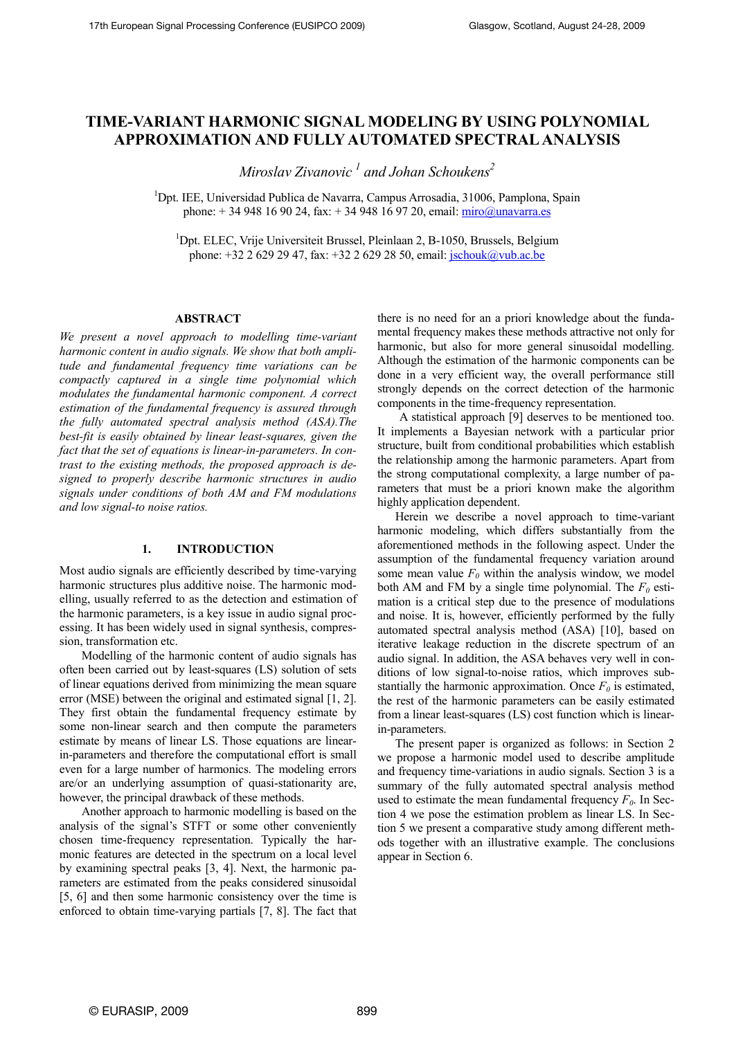# TIME-VARIANT HARMONIC SIGNAL MODELING BY USING POLYNOMIAL APPROXIMATION AND FULLY AUTOMATED SPECTRAL ANALYSIS

*Miroslav Zivanovic* [1] *and Johan Schoukens*[2]

[1]Dpt. IEE, Universidad Publica de Navarra, Campus Arrosadia, 31006, Pamplona, Spain
phone: + 34 948 16 90 24, fax: + 34 948 16 97 20, email: miro@unavarra.es

[1]Dpt. ELEC, Vrije Universiteit Brussel, Pleinlaan 2, B-1050, Brussels, Belgium
phone: +32 2 629 29 47, fax: +32 2 629 28 50, email: jschouk@vub.ac.be

## ABSTRACT

*We present a novel approach to modelling time-variant harmonic content in audio signals. We show that both amplitude and fundamental frequency time variations can be compactly captured in a single time polynomial which modulates the fundamental harmonic component. A correct estimation of the fundamental frequency is assured through the fully automated spectral analysis method (ASA).The best-fit is easily obtained by linear least-squares, given the fact that the set of equations is linear-in-parameters. In contrast to the existing methods, the proposed approach is designed to properly describe harmonic structures in audio signals under conditions of both AM and FM modulations and low signal-to noise ratios.*

## 1. INTRODUCTION

Most audio signals are efficiently described by time-varying harmonic structures plus additive noise. The harmonic modelling, usually referred to as the detection and estimation of the harmonic parameters, is a key issue in audio signal processing. It has been widely used in signal synthesis, compression, transformation etc.

Modelling of the harmonic content of audio signals has often been carried out by least-squares (LS) solution of sets of linear equations derived from minimizing the mean square error (MSE) between the original and estimated signal [1, 2]. They first obtain the fundamental frequency estimate by some non-linear search and then compute the parameters estimate by means of linear LS. Those equations are linear-in-parameters and therefore the computational effort is small even for a large number of harmonics. The modeling errors are/or an underlying assumption of quasi-stationarity are, however, the principal drawback of these methods.

Another approach to harmonic modelling is based on the analysis of the signal's STFT or some other conveniently chosen time-frequency representation. Typically the harmonic features are detected in the spectrum on a local level by examining spectral peaks [3, 4]. Next, the harmonic parameters are estimated from the peaks considered sinusoidal [5, 6] and then some harmonic consistency over the time is enforced to obtain time-varying partials [7, 8]. The fact that there is no need for an a priori knowledge about the fundamental frequency makes these methods attractive not only for harmonic, but also for more general sinusoidal modelling. Although the estimation of the harmonic components can be done in a very efficient way, the overall performance still strongly depends on the correct detection of the harmonic components in the time-frequency representation.

A statistical approach [9] deserves to be mentioned too. It implements a Bayesian network with a particular prior structure, built from conditional probabilities which establish the relationship among the harmonic parameters. Apart from the strong computational complexity, a large number of parameters that must be a priori known make the algorithm highly application dependent.

Herein we describe a novel approach to time-variant harmonic modeling, which differs substantially from the aforementioned methods in the following aspect. Under the assumption of the fundamental frequency variation around some mean value $F_0$ within the analysis window, we model both AM and FM by a single time polynomial. The $F_0$ estimation is a critical step due to the presence of modulations and noise. It is, however, efficiently performed by the fully automated spectral analysis method (ASA) [10], based on iterative leakage reduction in the discrete spectrum of an audio signal. In addition, the ASA behaves very well in conditions of low signal-to-noise ratios, which improves substantially the harmonic approximation. Once $F_0$ is estimated, the rest of the harmonic parameters can be easily estimated from a linear least-squares (LS) cost function which is linear-in-parameters.

The present paper is organized as follows: in Section 2 we propose a harmonic model used to describe amplitude and frequency time-variations in audio signals. Section 3 is a summary of the fully automated spectral analysis method used to estimate the mean fundamental frequency $F_0$. In Section 4 we pose the estimation problem as linear LS. In Section 5 we present a comparative study among different methods together with an illustrative example. The conclusions appear in Section 6.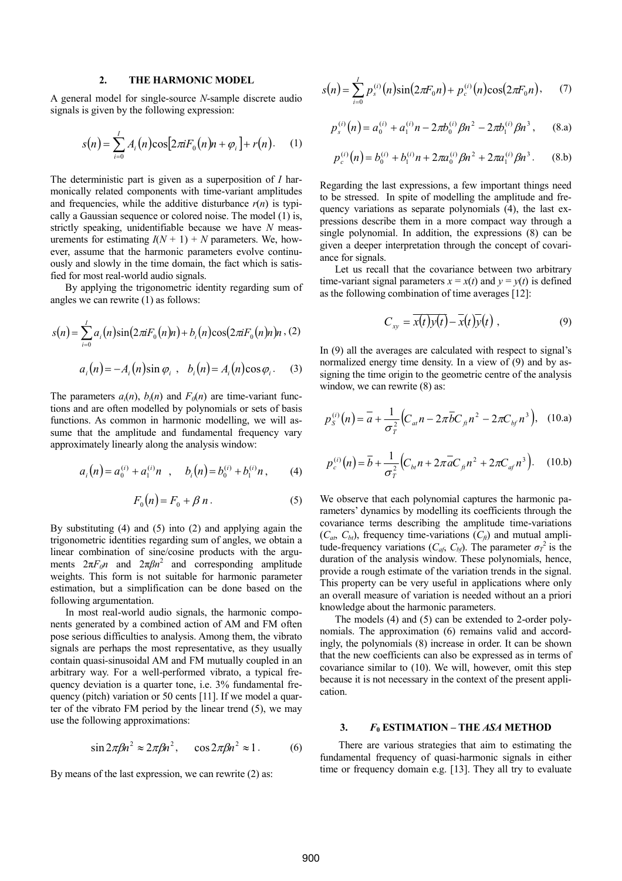## 2. THE HARMONIC MODEL

A general model for single-source $N$-sample discrete audio signals is given by the following expression:

$$s(n) = \sum_{i=0}^{I} A_i(n)\cos\left[2\pi i F_0(n)n + \varphi_i\right] + r(n). \quad (1)$$

The deterministic part is given as a superposition of $I$ harmonically related components with time-variant amplitudes and frequencies, while the additive disturbance $r(n)$ is typically a Gaussian sequence or colored noise. The model (1) is, strictly speaking, unidentifiable because we have $N$ measurements for estimating $I(N+1)+N$ parameters. We, however, assume that the harmonic parameters evolve continuously and slowly in the time domain, the fact which is satisfied for most real-world audio signals.

By applying the trigonometric identity regarding sum of angles we can rewrite (1) as follows:

$$s(n) = \sum_{i=0}^{I} a_i(n)\sin\left(2\pi i F_0(n)n\right) + b_i(n)\cos\left(2\pi i F_0(n)n\right)n, \quad (2)$$

$$a_i(n) = -A_i(n)\sin\varphi_i, \quad b_i(n) = A_i(n)\cos\varphi_i. \quad (3)$$

The parameters $a_i(n)$, $b_i(n)$ and $F_0(n)$ are time-variant functions and are often modelled by polynomials or sets of basis functions. As common in harmonic modelling, we will assume that the amplitude and fundamental frequency vary approximately linearly along the analysis window:

$$a_i(n) = a_0^{(i)} + a_1^{(i)}n, \quad b_i(n) = b_0^{(i)} + b_1^{(i)}n, \quad (4)$$

$$F_0(n) = F_0 + \beta n. \quad (5)$$

By substituting (4) and (5) into (2) and applying again the trigonometric identities regarding sum of angles, we obtain a linear combination of sine/cosine products with the arguments $2\pi F_0 n$ and $2\pi\beta n^2$ and corresponding amplitude weights. This form is not suitable for harmonic parameter estimation, but a simplification can be done based on the following argumentation.

In most real-world audio signals, the harmonic components generated by a combined action of AM and FM often pose serious difficulties to analysis. Among them, the vibrato signals are perhaps the most representative, as they usually contain quasi-sinusoidal AM and FM mutually coupled in an arbitrary way. For a well-performed vibrato, a typical frequency deviation is a quarter tone, i.e. 3% fundamental frequency (pitch) variation or 50 cents [11]. If we model a quarter of the vibrato FM period by the linear trend (5), we may use the following approximations:

$$\sin 2\pi\beta n^2 \approx 2\pi\beta n^2, \quad \cos 2\pi\beta n^2 \approx 1. \quad (6)$$

By means of the last expression, we can rewrite (2) as:

$$s(n) = \sum_{i=0}^{I} p_s^{(i)}(n)\sin(2\pi F_0 n) + p_c^{(i)}(n)\cos(2\pi F_0 n), \quad (7)$$

$$p_s^{(i)}(n) = a_0^{(i)} + a_1^{(i)}n - 2\pi b_0^{(i)}\beta n^2 - 2\pi b_1^{(i)}\beta n^3, \quad (8.a)$$

$$p_c^{(i)}(n) = b_0^{(i)} + b_1^{(i)}n + 2\pi a_0^{(i)}\beta n^2 + 2\pi a_1^{(i)}\beta n^3. \quad (8.b)$$

Regarding the last expressions, a few important things need to be stressed. In spite of modelling the amplitude and frequency variations as separate polynomials (4), the last expressions describe them in a more compact way through a single polynomial. In addition, the expressions (8) can be given a deeper interpretation through the concept of covariance for signals.

Let us recall that the covariance between two arbitrary time-variant signal parameters $x = x(t)$ and $y = y(t)$ is defined as the following combination of time averages [12]:

$$C_{xy} = \overline{x(t)y(t)} - \overline{x}(t)\overline{y}(t), \quad (9)$$

In (9) all the averages are calculated with respect to signal's normalized energy time density. In a view of (9) and by assigning the time origin to the geometric centre of the analysis window, we can rewrite (8) as:

$$p_S^{(i)}(n) = \overline{a} + \frac{1}{\sigma_T^2}\left(C_{at}n - 2\pi\overline{b}C_{ft}n^2 - 2\pi C_{bf}n^3\right), \quad (10.a)$$

$$p_c^{(i)}(n) = \overline{b} + \frac{1}{\sigma_T^2}\left(C_{bt}n + 2\pi\overline{a}C_{ft}n^2 + 2\pi C_{af}n^3\right). \quad (10.b)$$

We observe that each polynomial captures the harmonic parameters' dynamics by modelling its coefficients through the covariance terms describing the amplitude time-variations ($C_{at}$, $C_{bt}$), frequency time-variations ($C_{ft}$) and mutual amplitude-frequency variations ($C_{af}$, $C_{bf}$). The parameter $\sigma_T^2$ is the duration of the analysis window. These polynomials, hence, provide a rough estimate of the variation trends in the signal. This property can be very useful in applications where only an overall measure of variation is needed without an a priori knowledge about the harmonic parameters.

The models (4) and (5) can be extended to 2-order polynomials. The approximation (6) remains valid and accordingly, the polynomials (8) increase in order. It can be shown that the new coefficients can also be expressed as in terms of covariance similar to (10). We will, however, omit this step because it is not necessary in the context of the present application.

## 3. $F_0$ ESTIMATION – THE *ASA* METHOD

There are various strategies that aim to estimating the fundamental frequency of quasi-harmonic signals in either time or frequency domain e.g. [13]. They all try to evaluate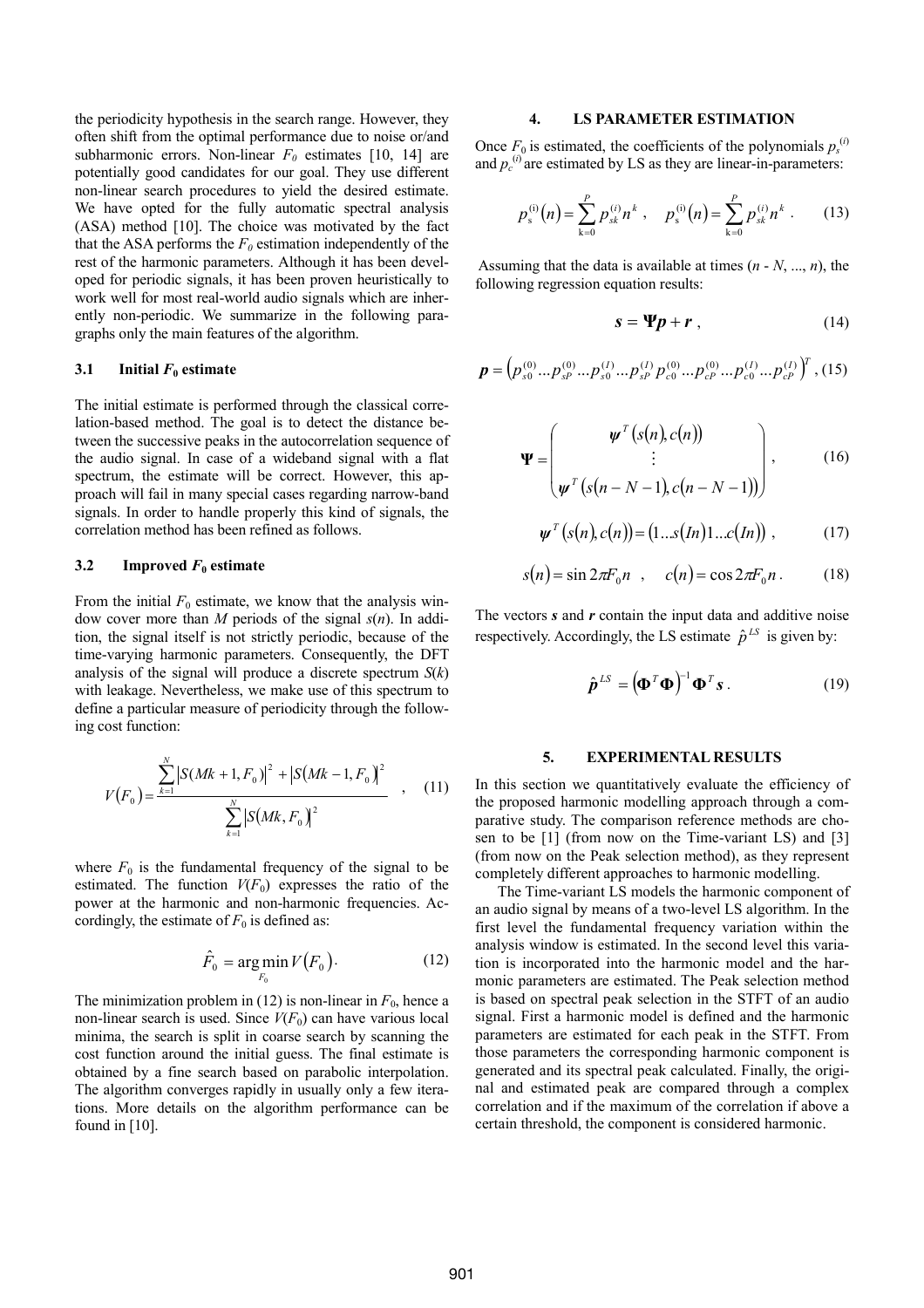the periodicity hypothesis in the search range. However, they often shift from the optimal performance due to noise or/and subharmonic errors. Non-linear $F_0$ estimates [10, 14] are potentially good candidates for our goal. They use different non-linear search procedures to yield the desired estimate. We have opted for the fully automatic spectral analysis (ASA) method [10]. The choice was motivated by the fact that the ASA performs the $F_0$ estimation independently of the rest of the harmonic parameters. Although it has been developed for periodic signals, it has been proven heuristically to work well for most real-world audio signals which are inherently non-periodic. We summarize in the following paragraphs only the main features of the algorithm.

### 3.1 Initial $F_0$ estimate

The initial estimate is performed through the classical correlation-based method. The goal is to detect the distance between the successive peaks in the autocorrelation sequence of the audio signal. In case of a wideband signal with a flat spectrum, the estimate will be correct. However, this approach will fail in many special cases regarding narrow-band signals. In order to handle properly this kind of signals, the correlation method has been refined as follows.

### 3.2 Improved $F_0$ estimate

From the initial $F_0$ estimate, we know that the analysis window cover more than $M$ periods of the signal $s(n)$. In addition, the signal itself is not strictly periodic, because of the time-varying harmonic parameters. Consequently, the DFT analysis of the signal will produce a discrete spectrum $S(k)$ with leakage. Nevertheless, we make use of this spectrum to define a particular measure of periodicity through the following cost function:

$$V(F_0) = \frac{\sum_{k=1}^{N} \left|S(Mk+1, F_0)\right|^2 + \left|S(Mk-1, F_0)\right|^2}{\sum_{k=1}^{N} \left|S(Mk, F_0)\right|^2} \quad , \quad (11)$$

where $F_0$ is the fundamental frequency of the signal to be estimated. The function $V(F_0)$ expresses the ratio of the power at the harmonic and non-harmonic frequencies. Accordingly, the estimate of $F_0$ is defined as:

$$\hat{F}_0 = \arg\min_{F_0} V(F_0). \quad (12)$$

The minimization problem in (12) is non-linear in $F_0$, hence a non-linear search is used. Since $V(F_0)$ can have various local minima, the search is split in coarse search by scanning the cost function around the initial guess. The final estimate is obtained by a fine search based on parabolic interpolation. The algorithm converges rapidly in usually only a few iterations. More details on the algorithm performance can be found in [10].

## 4. LS PARAMETER ESTIMATION

Once $F_0$ is estimated, the coefficients of the polynomials $p_s^{(i)}$ and $p_c^{(i)}$ are estimated by LS as they are linear-in-parameters:

$$p_s^{(i)}(n) = \sum_{k=0}^{P} p_{sk}^{(i)} n^k \ , \quad p_s^{(i)}(n) = \sum_{k=0}^{P} p_{sk}^{(i)} n^k \ . \quad (13)$$

Assuming that the data is available at times ($n$ - $N$, ..., $n$), the following regression equation results:

$$\boldsymbol{s} = \boldsymbol{\Psi}\boldsymbol{p} + \boldsymbol{r} \ , \quad (14)$$

$$\boldsymbol{p} = \left(p_{s0}^{(0)} \ldots p_{sP}^{(0)} \ldots p_{s0}^{(I)} \ldots p_{sP}^{(I)} \, p_{c0}^{(0)} \ldots p_{cP}^{(0)} \ldots p_{c0}^{(I)} \ldots p_{cP}^{(I)}\right)^T , \quad (15)$$

$$\boldsymbol{\Psi} = \begin{pmatrix} \boldsymbol{\psi}^T\left(s(n), c(n)\right) \\ \vdots \\ \boldsymbol{\psi}^T\left(s(n-N-1), c(n-N-1)\right) \end{pmatrix} , \quad (16)$$

$$\boldsymbol{\psi}^T\left(s(n), c(n)\right) = \left(1 \ldots s(In) 1 \ldots c(In)\right) \ , \quad (17)$$

$$s(n) = \sin 2\pi F_0 n \quad , \quad c(n) = \cos 2\pi F_0 n \ . \quad (18)$$

The vectors $\boldsymbol{s}$ and $\boldsymbol{r}$ contain the input data and additive noise respectively. Accordingly, the LS estimate $\hat{p}^{LS}$ is given by:

$$\hat{\boldsymbol{p}}^{LS} = \left(\boldsymbol{\Phi}^T\boldsymbol{\Phi}\right)^{-1}\boldsymbol{\Phi}^T\boldsymbol{s} \ . \quad (19)$$

## 5. EXPERIMENTAL RESULTS

In this section we quantitatively evaluate the efficiency of the proposed harmonic modelling approach through a comparative study. The comparison reference methods are chosen to be [1] (from now on the Time-variant LS) and [3] (from now on the Peak selection method), as they represent completely different approaches to harmonic modelling.

The Time-variant LS models the harmonic component of an audio signal by means of a two-level LS algorithm. In the first level the fundamental frequency variation within the analysis window is estimated. In the second level this variation is incorporated into the harmonic model and the harmonic parameters are estimated. The Peak selection method is based on spectral peak selection in the STFT of an audio signal. First a harmonic model is defined and the harmonic parameters are estimated for each peak in the STFT. From those parameters the corresponding harmonic component is generated and its spectral peak calculated. Finally, the original and estimated peak are compared through a complex correlation and if the maximum of the correlation if above a certain threshold, the component is considered harmonic.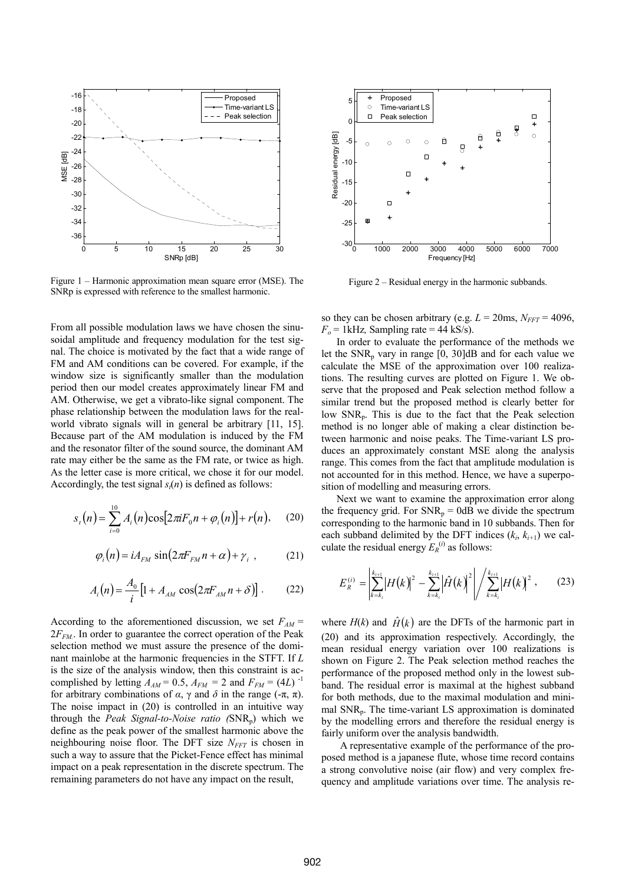Figure 1 – Harmonic approximation mean square error (MSE). The SNRp is expressed with reference to the smallest harmonic.

Figure 2 – Residual energy in the harmonic subbands.

From all possible modulation laws we have chosen the sinusoidal amplitude and frequency modulation for the test signal. The choice is motivated by the fact that a wide range of FM and AM conditions can be covered. For example, if the window size is significantly smaller than the modulation period then our model creates approximately linear FM and AM. Otherwise, we get a vibrato-like signal component. The phase relationship between the modulation laws for the real-world vibrato signals will in general be arbitrary [11, 15]. Because part of the AM modulation is induced by the FM and the resonator filter of the sound source, the dominant AM rate may either be the same as the FM rate, or twice as high. As the letter case is more critical, we chose it for our model. Accordingly, the test signal $s_t(n)$ is defined as follows:

$$s_t(n) = \sum_{i=0}^{10} A_i(n)\cos\left[2\pi i F_0 n + \varphi_i(n)\right] + r(n), \quad (20)$$

$$\varphi_i(n) = iA_{FM}\sin(2\pi F_{FM} n + \alpha) + \gamma_i \,, \quad (21)$$

$$A_i(n) = \frac{A_0}{i}\left[1 + A_{AM}\cos(2\pi F_{AM} n + \delta)\right]. \quad (22)$$

According to the aforementioned discussion, we set $F_{AM} = 2F_{FM}$. In order to guarantee the correct operation of the Peak selection method we must assure the presence of the dominant mainlobe at the harmonic frequencies in the STFT. If $L$ is the size of the analysis window, then this constraint is accomplished by letting $A_{AM} = 0.5$, $A_{FM} = 2$ and $F_{FM} = (4L)^{-1}$ for arbitrary combinations of $\alpha$, $\gamma$ and $\delta$ in the range $(-\pi, \pi)$. The noise impact in (20) is controlled in an intuitive way through the *Peak Signal-to-Noise ratio (*$\text{SNR}_\text{p}$) which we define as the peak power of the smallest harmonic above the neighbouring noise floor. The DFT size $N_{FFT}$ is chosen in such a way to assure that the Picket-Fence effect has minimal impact on a peak representation in the discrete spectrum. The remaining parameters do not have any impact on the result, so they can be chosen arbitrary (e.g. $L$ = 20ms, $N_{FFT}$ = 4096, $F_o$ = 1kHz*,* Sampling rate = 44 kS/s).

In order to evaluate the performance of the methods we let the $\text{SNR}_\text{p}$ vary in range [0, 30]dB and for each value we calculate the MSE of the approximation over 100 realizations. The resulting curves are plotted on Figure 1. We observe that the proposed and Peak selection method follow a similar trend but the proposed method is clearly better for low $\text{SNR}_\text{p}$. This is due to the fact that the Peak selection method is no longer able of making a clear distinction between harmonic and noise peaks. The Time-variant LS produces an approximately constant MSE along the analysis range. This comes from the fact that amplitude modulation is not accounted for in this method. Hence, we have a superposition of modelling and measuring errors.

Next we want to examine the approximation error along the frequency grid. For $\text{SNR}_\text{p}$ = 0dB we divide the spectrum corresponding to the harmonic band in 10 subbands. Then for each subband delimited by the DFT indices $(k_i, k_{i+1})$ we calculate the residual energy $E_R^{(i)}$ as follows:

$$E_R^{(i)} = \left|\sum_{k=k_i}^{k_{i+1}} \left|H(k)\right|^2 - \sum_{k=k_i}^{k_{i+1}} \left|\hat{H}(k)\right|^2\right| \Bigg/ \sum_{k=k_i}^{k_{i+1}} \left|H(k)\right|^2 \,, \quad (23)$$

where $H(k)$ and $\hat{H}(k)$ are the DFTs of the harmonic part in (20) and its approximation respectively. Accordingly, the mean residual energy variation over 100 realizations is shown on Figure 2. The Peak selection method reaches the performance of the proposed method only in the lowest subband. The residual error is maximal at the highest subband for both methods, due to the maximal modulation and minimal $\text{SNR}_\text{p}$. The time-variant LS approximation is dominated by the modelling errors and therefore the residual energy is fairly uniform over the analysis bandwidth.

A representative example of the performance of the proposed method is a japanese flute, whose time record contains a strong convolutive noise (air flow) and very complex frequency and amplitude variations over time. The analysis re-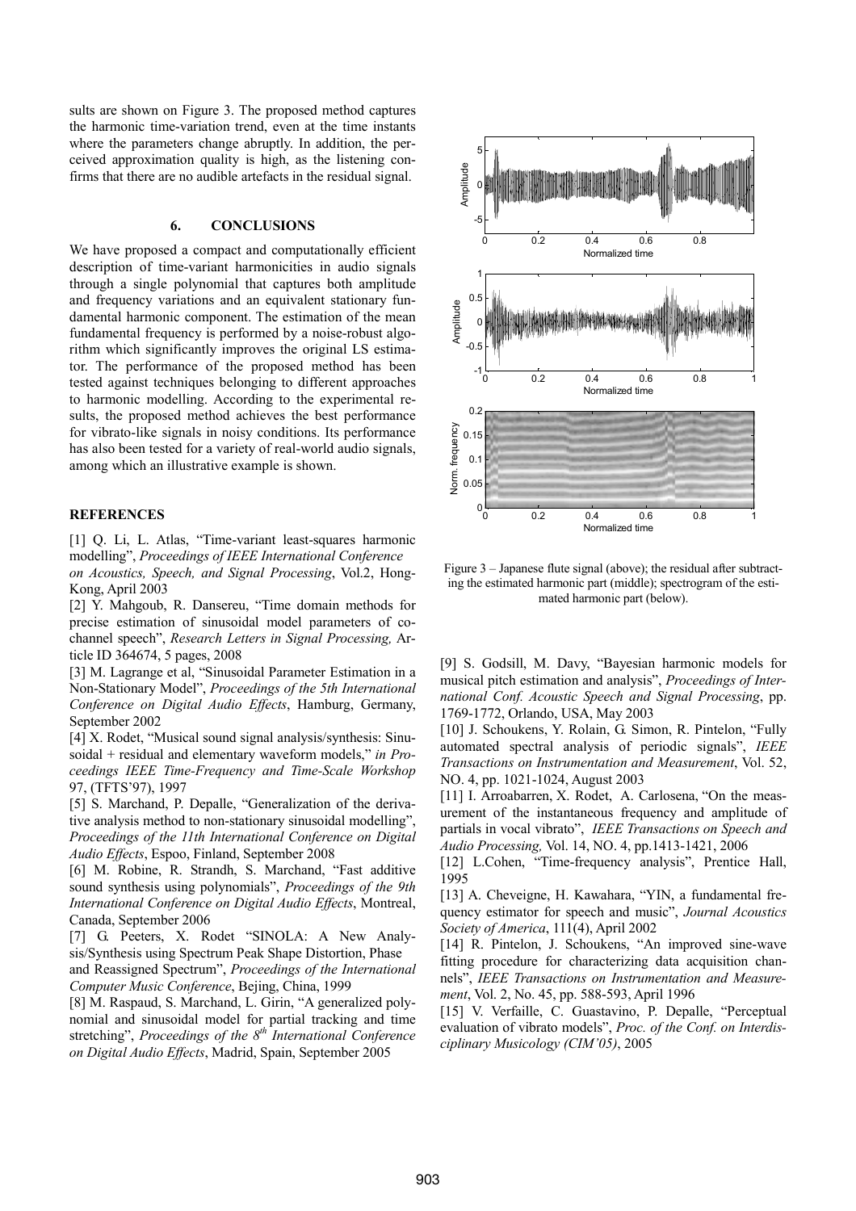sults are shown on Figure 3. The proposed method captures the harmonic time-variation trend, even at the time instants where the parameters change abruptly. In addition, the perceived approximation quality is high, as the listening confirms that there are no audible artefacts in the residual signal.

Amplitude
5
0
-5
0 0.2 0.4 0.6 0.8
Normalized time

Amplitude
1
0.5
0
-0.5
-1
0 0.2 0.4 0.6 0.8 1
Normalized time

Norm. frequency
0.2
0.15
0.1
0.05
0
0 0.2 0.4 0.6 0.8 1
Normalized time

Figure 3 – Japanese flute signal (above); the residual after subtracting the estimated harmonic part (middle); spectrogram of the estimated harmonic part (below).

## 6. CONCLUSIONS

We have proposed a compact and computationally efficient description of time-variant harmonicities in audio signals through a single polynomial that captures both amplitude and frequency variations and an equivalent stationary fundamental harmonic component. The estimation of the mean fundamental frequency is performed by a noise-robust algorithm which significantly improves the original LS estimator. The performance of the proposed method has been tested against techniques belonging to different approaches to harmonic modelling. According to the experimental results, the proposed method achieves the best performance for vibrato-like signals in noisy conditions. Its performance has also been tested for a variety of real-world audio signals, among which an illustrative example is shown.

## REFERENCES

[1] Q. Li, L. Atlas, "Time-variant least-squares harmonic modelling", *Proceedings of IEEE International Conference on Acoustics, Speech, and Signal Processing*, Vol.2, Hong-Kong, April 2003

[2] Y. Mahgoub, R. Dansereu, "Time domain methods for precise estimation of sinusoidal model parameters of co-channel speech", *Research Letters in Signal Processing,* Article ID 364674, 5 pages, 2008

[3] M. Lagrange et al, "Sinusoidal Parameter Estimation in a Non-Stationary Model", *Proceedings of the 5th International Conference on Digital Audio Effects*, Hamburg, Germany, September 2002

[4] X. Rodet, "Musical sound signal analysis/synthesis: Sinusoidal + residual and elementary waveform models," *in Proceedings IEEE Time-Frequency and Time-Scale Workshop* 97, (TFTS'97), 1997

[5] S. Marchand, P. Depalle, "Generalization of the derivative analysis method to non-stationary sinusoidal modelling", *Proceedings of the 11th International Conference on Digital Audio Effects*, Espoo, Finland, September 2008

[6] M. Robine, R. Strandh, S. Marchand, "Fast additive sound synthesis using polynomials", *Proceedings of the 9th International Conference on Digital Audio Effects*, Montreal, Canada, September 2006

[7] G. Peeters, X. Rodet "SINOLA: A New Analysis/Synthesis using Spectrum Peak Shape Distortion, Phase and Reassigned Spectrum", *Proceedings of the International Computer Music Conference*, Bejing, China, 1999

[8] M. Raspaud, S. Marchand, L. Girin, "A generalized polynomial and sinusoidal model for partial tracking and time stretching", *Proceedings of the 8th International Conference on Digital Audio Effects*, Madrid, Spain, September 2005

[9] S. Godsill, M. Davy, "Bayesian harmonic models for musical pitch estimation and analysis", *Proceedings of International Conf. Acoustic Speech and Signal Processing*, pp. 1769-1772, Orlando, USA, May 2003

[10] J. Schoukens, Y. Rolain, G. Simon, R. Pintelon, "Fully automated spectral analysis of periodic signals", *IEEE Transactions on Instrumentation and Measurement*, Vol. 52, NO. 4, pp. 1021-1024, August 2003

[11] I. Arroabarren, X. Rodet, A. Carlosena, "On the measurement of the instantaneous frequency and amplitude of partials in vocal vibrato", *IEEE Transactions on Speech and Audio Processing,* Vol. 14, NO. 4, pp.1413-1421, 2006

[12] L.Cohen, "Time-frequency analysis", Prentice Hall, 1995

[13] A. Cheveigne, H. Kawahara, "YIN, a fundamental frequency estimator for speech and music", *Journal Acoustics Society of America*, 111(4), April 2002

[14] R. Pintelon, J. Schoukens, "An improved sine-wave fitting procedure for characterizing data acquisition channels", *IEEE Transactions on Instrumentation and Measurement*, Vol. 2, No. 45, pp. 588-593, April 1996

[15] V. Verfaille, C. Guastavino, P. Depalle, "Perceptual evaluation of vibrato models", *Proc. of the Conf. on Interdisciplinary Musicology (CIM'05)*, 2005